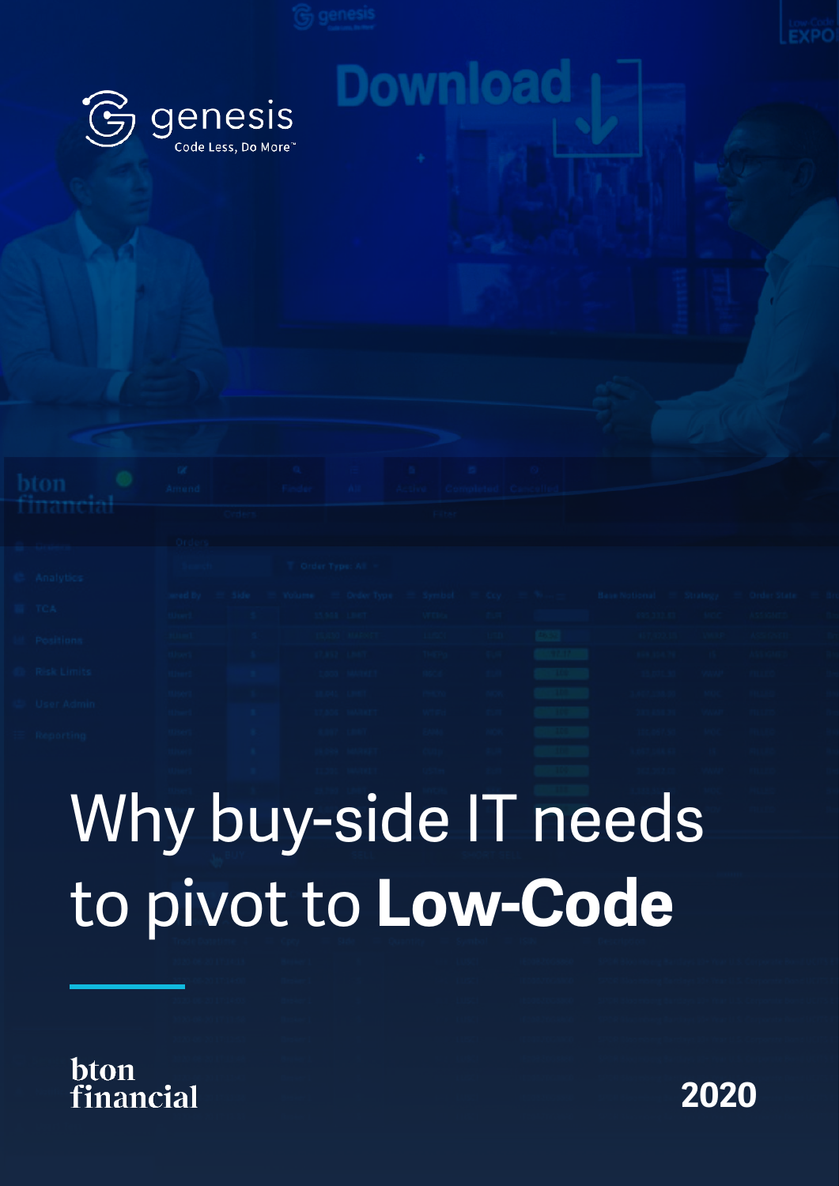genesis

Code Less, Do More™

# Why buy-side IT needs to pivot to **Low-Code**

bton financial

2020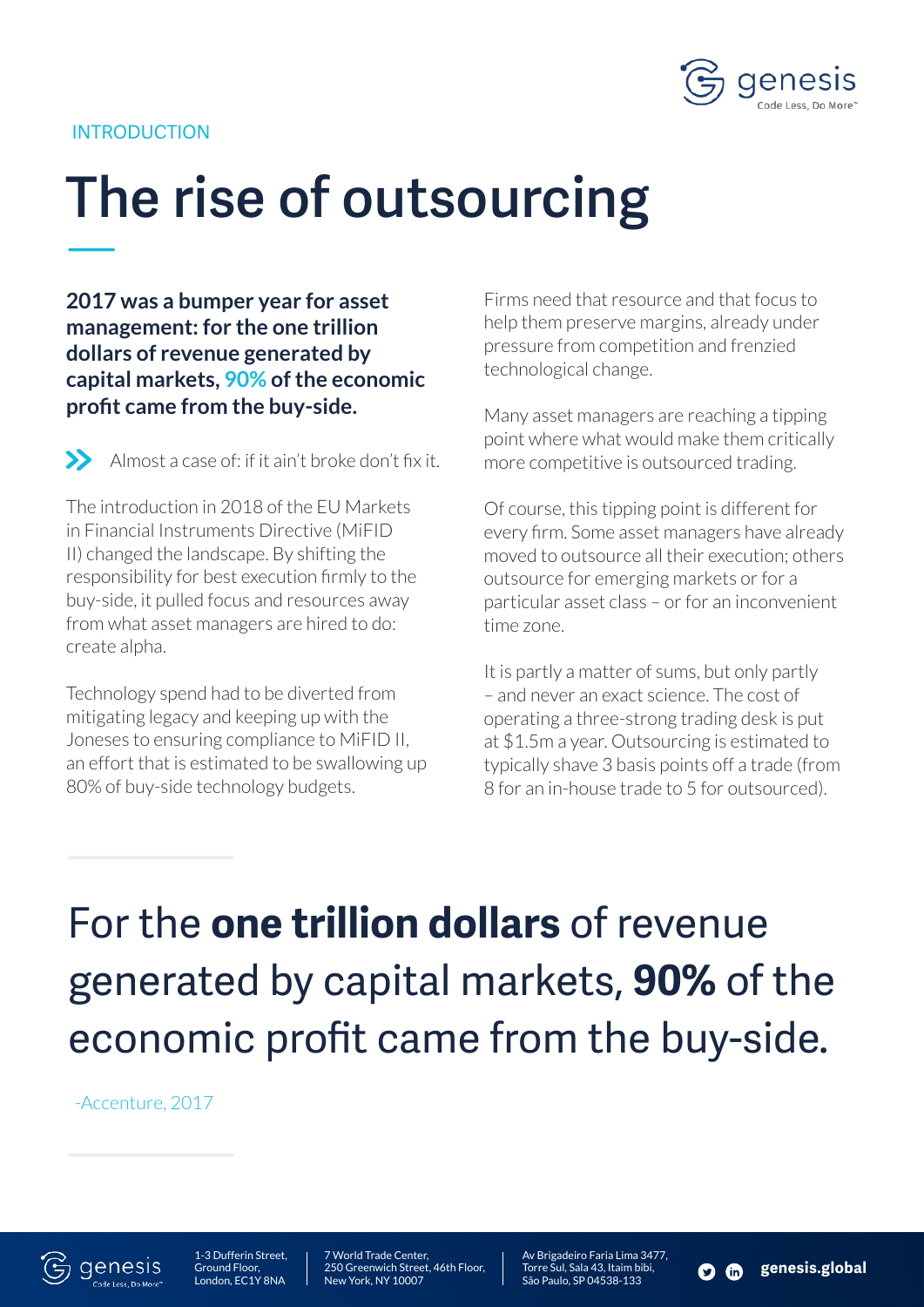INTRODUCTION

# The rise of outsourcing

**2017 was a bumper year for asset management: for the one trillion dollars of revenue generated by capital markets, 90% of the economic profit came from the buy-side.**

» Almost a case of: if it ain't broke don't fix it.

The introduction in 2018 of the EU Markets in Financial Instruments Directive (MiFID II) changed the landscape. By shifting the responsibility for best execution firmly to the buy-side, it pulled focus and resources away from what asset managers are hired to do: create alpha.

Technology spend had to be diverted from mitigating legacy and keeping up with the Joneses to ensuring compliance to MiFID II, an effort that is estimated to be swallowing up 80% of buy-side technology budgets.

Firms need that resource and that focus to help them preserve margins, already under pressure from competition and frenzied technological change.

Many asset managers are reaching a tipping point where what would make them critically more competitive is outsourced trading.

Of course, this tipping point is different for every firm. Some asset managers have already moved to outsource all their execution; others outsource for emerging markets or for a particular asset class – or for an inconvenient time zone.

It is partly a matter of sums, but only partly – and never an exact science. The cost of operating a three-strong trading desk is put at $1.5m a year. Outsourcing is estimated to typically shave 3 basis points off a trade (from 8 for an in-house trade to 5 for outsourced).

> For the **one trillion dollars** of revenue generated by capital markets, **90%** of the economic profit came from the buy-side.
>
> -Accenture, 2017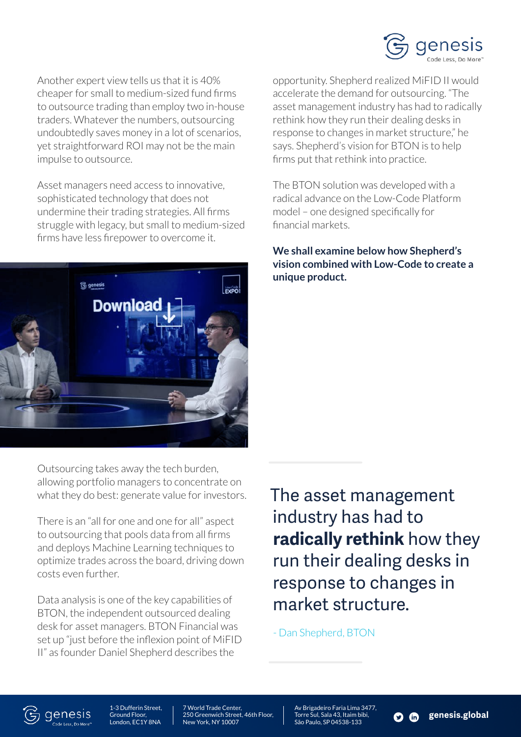Another expert view tells us that it is 40% cheaper for small to medium-sized fund firms to outsource trading than employ two in-house traders. Whatever the numbers, outsourcing undoubtedly saves money in a lot of scenarios, yet straightforward ROI may not be the main impulse to outsource.

Asset managers need access to innovative, sophisticated technology that does not undermine their trading strategies. All firms struggle with legacy, but small to medium-sized firms have less firepower to overcome it.

Outsourcing takes away the tech burden, allowing portfolio managers to concentrate on what they do best: generate value for investors.

There is an "all for one and one for all" aspect to outsourcing that pools data from all firms and deploys Machine Learning techniques to optimize trades across the board, driving down costs even further.

Data analysis is one of the key capabilities of BTON, the independent outsourced dealing desk for asset managers. BTON Financial was set up "just before the inflexion point of MiFID II" as founder Daniel Shepherd describes the opportunity. Shepherd realized MiFID II would accelerate the demand for outsourcing. "The asset management industry has had to radically rethink how they run their dealing desks in response to changes in market structure," he says. Shepherd's vision for BTON is to help firms put that rethink into practice.

The BTON solution was developed with a radical advance on the Low-Code Platform model – one designed specifically for financial markets.

**We shall examine below how Shepherd's vision combined with Low-Code to create a unique product.**

> The asset management industry has had to **radically rethink** how they run their dealing desks in response to changes in market structure.
>
> \- Dan Shepherd, BTON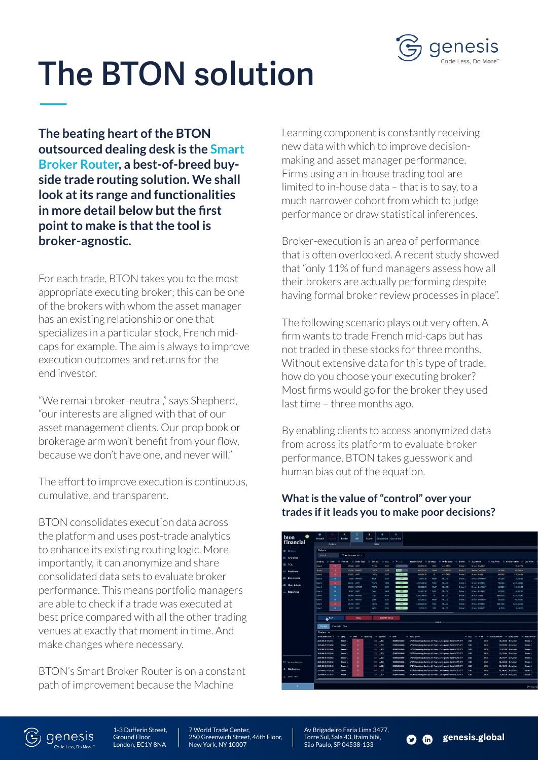# The BTON solution

**The beating heart of the BTON outsourced dealing desk is the Smart Broker Router, a best-of-breed buy-side trade routing solution. We shall look at its range and functionalities in more detail below but the first point to make is that the tool is broker-agnostic.**

For each trade, BTON takes you to the most appropriate executing broker; this can be one of the brokers with whom the asset manager has an existing relationship or one that specializes in a particular stock, French mid-caps for example. The aim is always to improve execution outcomes and returns for the end investor.

"We remain broker-neutral," says Shepherd, "our interests are aligned with that of our asset management clients. Our prop book or brokerage arm won't benefit from your flow, because we don't have one, and never will."

The effort to improve execution is continuous, cumulative, and transparent.

BTON consolidates execution data across the platform and uses post-trade analytics to enhance its existing routing logic. More importantly, it can anonymize and share consolidated data sets to evaluate broker performance. This means portfolio managers are able to check if a trade was executed at best price compared with all the other trading venues at exactly that moment in time. And make changes where necessary.

BTON's Smart Broker Router is on a constant path of improvement because the Machine Learning component is constantly receiving new data with which to improve decision-making and asset manager performance. Firms using an in-house trading tool are limited to in-house data – that is to say, to a much narrower cohort from which to judge performance or draw statistical inferences.

Broker-execution is an area of performance that is often overlooked. A recent study showed that "only 11% of fund managers assess how all their brokers are actually performing despite having formal broker review processes in place".

The following scenario plays out very often. A firm wants to trade French mid-caps but has not traded in these stocks for three months. Without extensive data for this type of trade, how do you choose your executing broker? Most firms would go for the broker they used last time – three months ago.

By enabling clients to access anonymized data from across its platform to evaluate broker performance, BTON takes guesswork and human bias out of the equation.

### What is the value of "control" over your trades if it leads you to make poor decisions?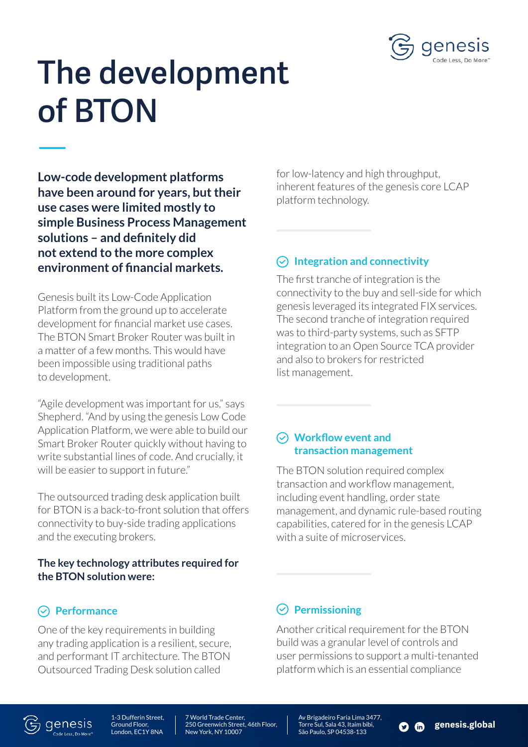# The development of BTON

**Low-code development platforms have been around for years, but their use cases were limited mostly to simple Business Process Management solutions – and definitely did not extend to the more complex environment of financial markets.**

Genesis built its Low-Code Application Platform from the ground up to accelerate development for financial market use cases. The BTON Smart Broker Router was built in a matter of a few months. This would have been impossible using traditional paths to development.

"Agile development was important for us," says Shepherd. "And by using the genesis Low Code Application Platform, we were able to build our Smart Broker Router quickly without having to write substantial lines of code. And crucially, it will be easier to support in future."

The outsourced trading desk application built for BTON is a back-to-front solution that offers connectivity to buy-side trading applications and the executing brokers.

**The key technology attributes required for the BTON solution were:**

### Performance

One of the key requirements in building any trading application is a resilient, secure, and performant IT architecture. The BTON Outsourced Trading Desk solution called for low-latency and high throughput, inherent features of the genesis core LCAP platform technology.

### Integration and connectivity

The first tranche of integration is the connectivity to the buy and sell-side for which genesis leveraged its integrated FIX services. The second tranche of integration required was to third-party systems, such as SFTP integration to an Open Source TCA provider and also to brokers for restricted list management.

### Workflow event and transaction management

The BTON solution required complex transaction and workflow management, including event handling, order state management, and dynamic rule-based routing capabilities, catered for in the genesis LCAP with a suite of microservices.

### Permissioning

Another critical requirement for the BTON build was a granular level of controls and user permissions to support a multi-tenanted platform which is an essential compliance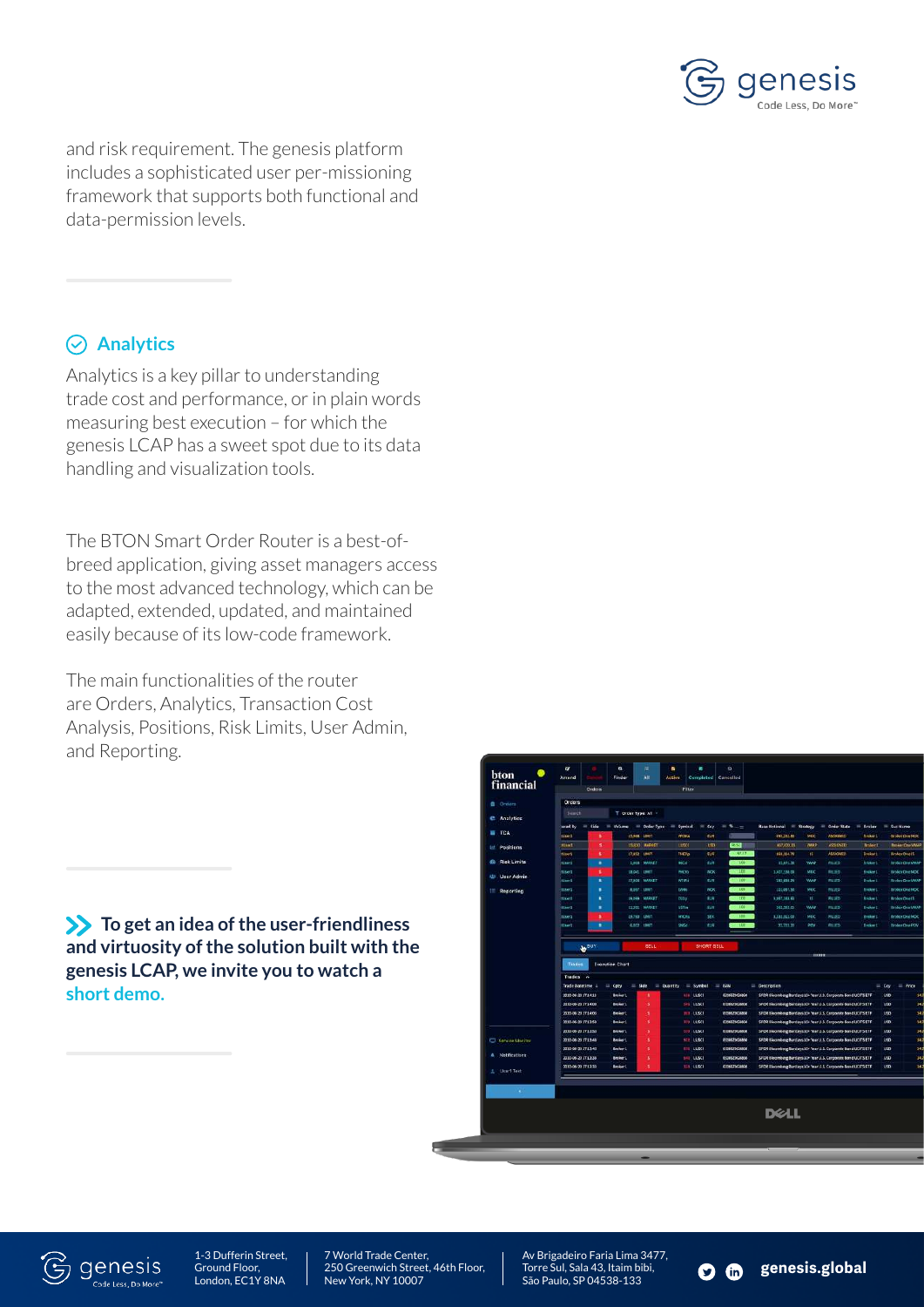and risk requirement. The genesis platform includes a sophisticated user per-missioning framework that supports both functional and data-permission levels.

## Analytics

Analytics is a key pillar to understanding trade cost and performance, or in plain words measuring best execution – for which the genesis LCAP has a sweet spot due to its data handling and visualization tools.

The BTON Smart Order Router is a best-of-breed application, giving asset managers access to the most advanced technology, which can be adapted, extended, updated, and maintained easily because of its low-code framework.

The main functionalities of the router are Orders, Analytics, Transaction Cost Analysis, Positions, Risk Limits, User Admin, and Reporting.

**To get an idea of the user-friendliness and virtuosity of the solution built with the genesis LCAP, we invite you to watch a short demo.**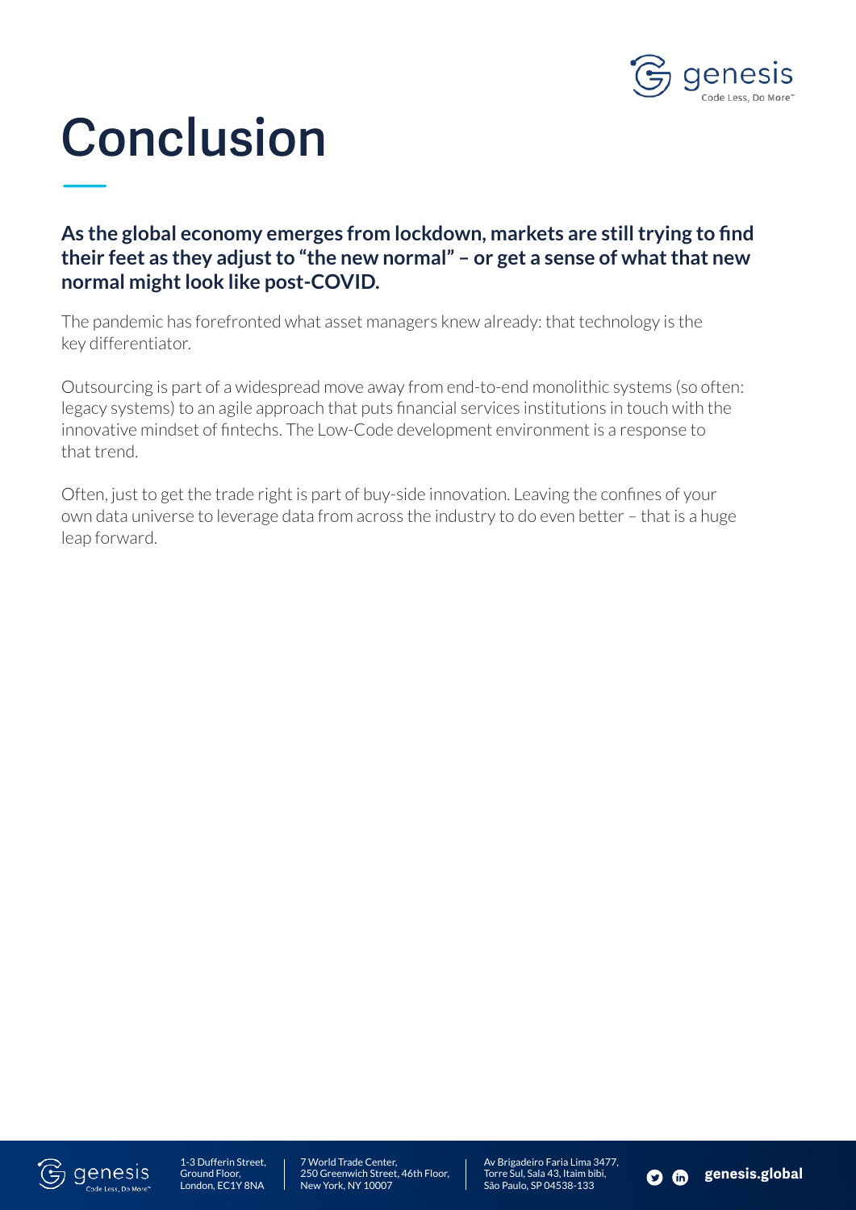# Conclusion

**As the global economy emerges from lockdown, markets are still trying to find their feet as they adjust to "the new normal" – or get a sense of what that new normal might look like post-COVID.**

The pandemic has forefronted what asset managers knew already: that technology is the key differentiator.

Outsourcing is part of a widespread move away from end-to-end monolithic systems (so often: legacy systems) to an agile approach that puts financial services institutions in touch with the innovative mindset of fintechs. The Low-Code development environment is a response to that trend.

Often, just to get the trade right is part of buy-side innovation. Leaving the confines of your own data universe to leverage data from across the industry to do even better – that is a huge leap forward.